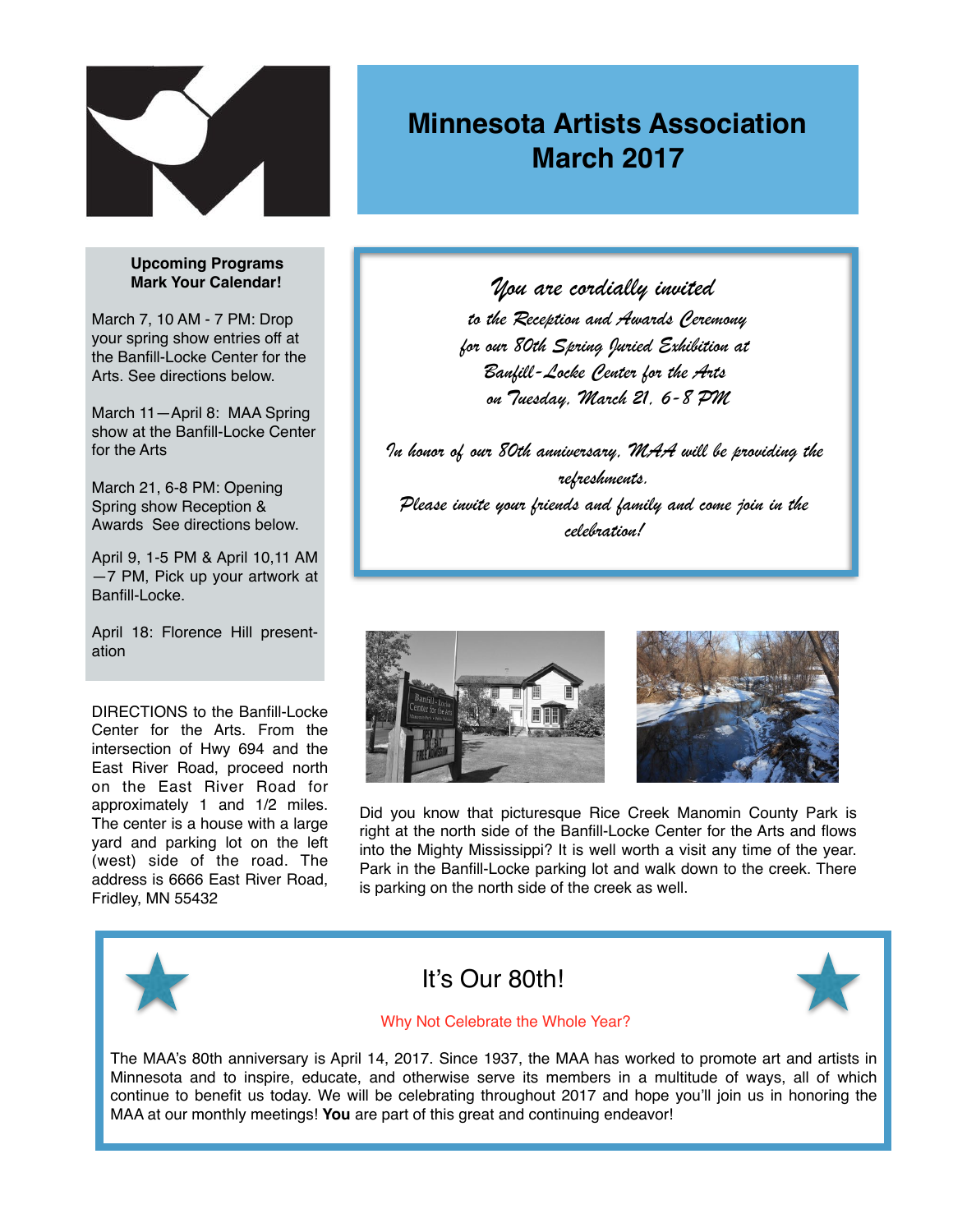# Minnesota Artists Association
# March 2017

**Upcoming Programs**
**Mark Your Calendar!**

March 7, 10 AM - 7 PM: Drop your spring show entries off at the Banfill-Locke Center for the Arts. See directions below.

March 11—April 8: MAA Spring show at the Banfill-Locke Center for the Arts

March 21, 6-8 PM: Opening Spring show Reception & Awards See directions below.

April 9, 1-5 PM & April 10,11 AM —7 PM, Pick up your artwork at Banfill-Locke.

April 18: Florence Hill presentation

DIRECTIONS to the Banfill-Locke Center for the Arts. From the intersection of Hwy 694 and the East River Road, proceed north on the East River Road for approximately 1 and 1/2 miles. The center is a house with a large yard and parking lot on the left (west) side of the road. The address is 6666 East River Road, Fridley, MN 55432

*You are cordially invited*
*to the Reception and Awards Ceremony*
*for our 80th Spring Juried Exhibition at*
*Banfill-Locke Center for the Arts*
*on Tuesday, March 21, 6-8 PM*

*In honor of our 80th anniversary, MAA will be providing the refreshments.*
*Please invite your friends and family and come join in the celebration!*

Did you know that picturesque Rice Creek Manomin County Park is right at the north side of the Banfill-Locke Center for the Arts and flows into the Mighty Mississippi? It is well worth a visit any time of the year. Park in the Banfill-Locke parking lot and walk down to the creek. There is parking on the north side of the creek as well.

## It's Our 80th!

Why Not Celebrate the Whole Year?

The MAA's 80th anniversary is April 14, 2017. Since 1937, the MAA has worked to promote art and artists in Minnesota and to inspire, educate, and otherwise serve its members in a multitude of ways, all of which continue to benefit us today. We will be celebrating throughout 2017 and hope you'll join us in honoring the MAA at our monthly meetings! **You** are part of this great and continuing endeavor!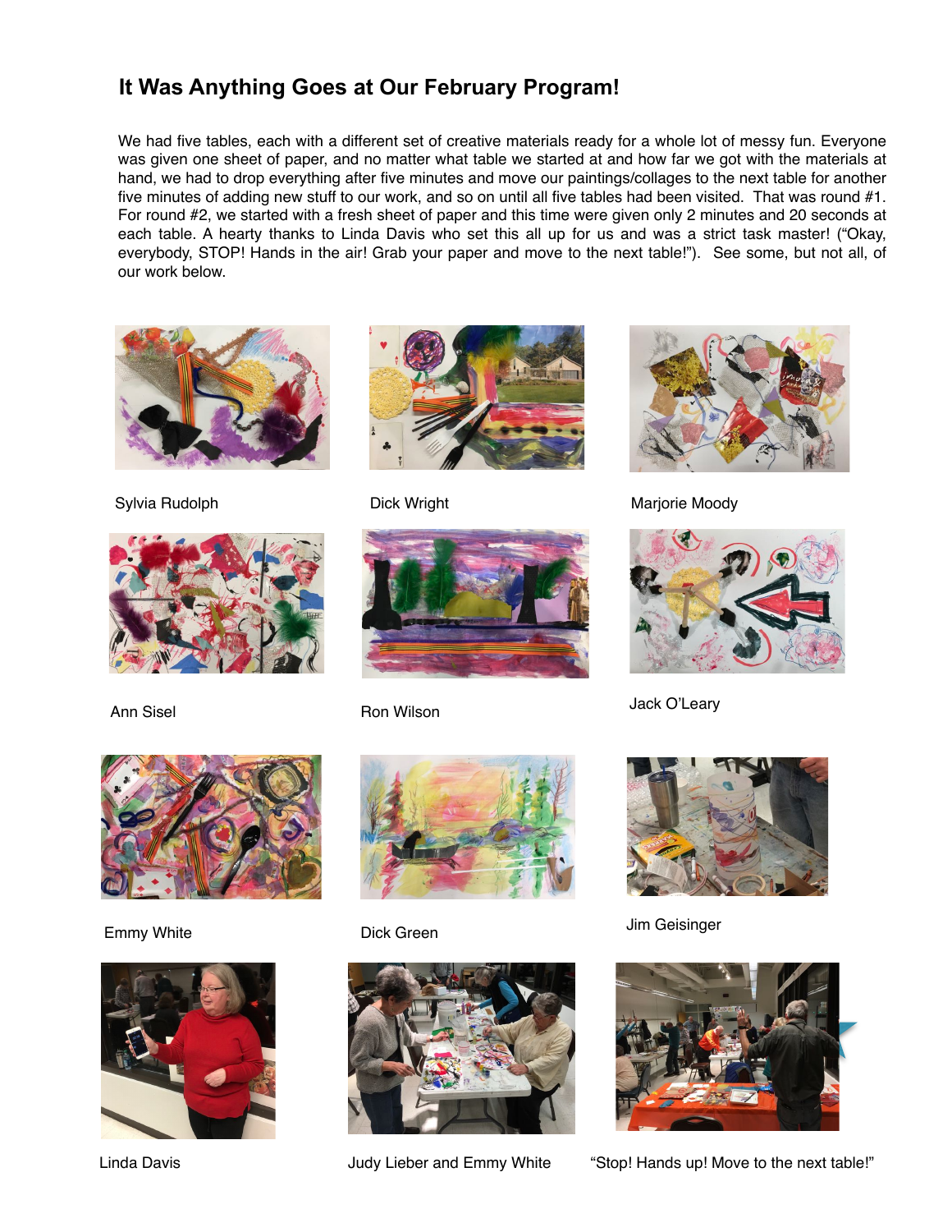# It Was Anything Goes at Our February Program!

We had five tables, each with a different set of creative materials ready for a whole lot of messy fun. Everyone was given one sheet of paper, and no matter what table we started at and how far we got with the materials at hand, we had to drop everything after five minutes and move our paintings/collages to the next table for another five minutes of adding new stuff to our work, and so on until all five tables had been visited. That was round #1. For round #2, we started with a fresh sheet of paper and this time were given only 2 minutes and 20 seconds at each table. A hearty thanks to Linda Davis who set this all up for us and was a strict task master! ("Okay, everybody, STOP! Hands in the air! Grab your paper and move to the next table!"). See some, but not all, of our work below.

Sylvia Rudolph

Dick Wright

Marjorie Moody

Ann Sisel

Ron Wilson

Jack O'Leary

Emmy White

Dick Green

Jim Geisinger

Linda Davis

Judy Lieber and Emmy White

"Stop! Hands up! Move to the next table!"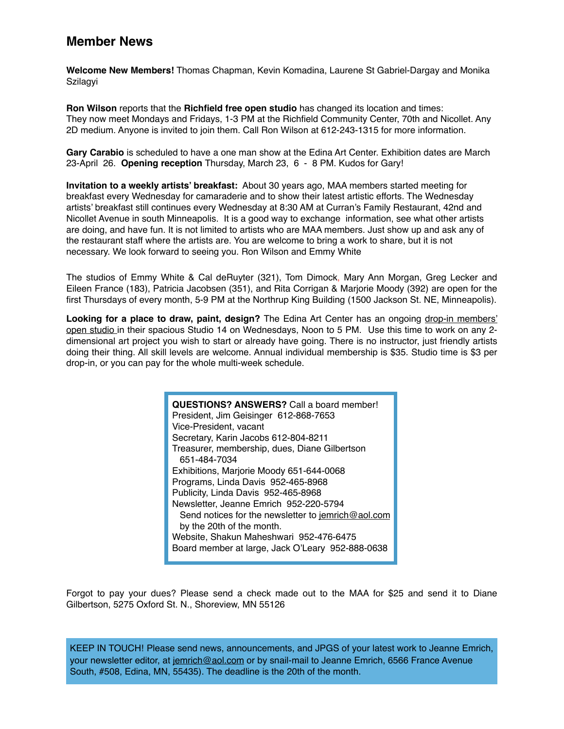## Member News

**Welcome New Members!** Thomas Chapman, Kevin Komadina, Laurene St Gabriel-Dargay and Monika Szilagyi

**Ron Wilson** reports that the **Richfield free open studio** has changed its location and times: They now meet Mondays and Fridays, 1-3 PM at the Richfield Community Center, 70th and Nicollet. Any 2D medium. Anyone is invited to join them. Call Ron Wilson at 612-243-1315 for more information.

**Gary Carabio** is scheduled to have a one man show at the Edina Art Center. Exhibition dates are March 23-April 26. **Opening reception** Thursday, March 23, 6 - 8 PM. Kudos for Gary!

**Invitation to a weekly artists' breakfast:** About 30 years ago, MAA members started meeting for breakfast every Wednesday for camaraderie and to show their latest artistic efforts. The Wednesday artists' breakfast still continues every Wednesday at 8:30 AM at Curran's Family Restaurant, 42nd and Nicollet Avenue in south Minneapolis. It is a good way to exchange information, see what other artists are doing, and have fun. It is not limited to artists who are MAA members. Just show up and ask any of the restaurant staff where the artists are. You are welcome to bring a work to share, but it is not necessary. We look forward to seeing you. Ron Wilson and Emmy White

The studios of Emmy White & Cal deRuyter (321), Tom Dimock, Mary Ann Morgan, Greg Lecker and Eileen France (183), Patricia Jacobsen (351), and Rita Corrigan & Marjorie Moody (392) are open for the first Thursdays of every month, 5-9 PM at the Northrup King Building (1500 Jackson St. NE, Minneapolis).

**Looking for a place to draw, paint, design?** The Edina Art Center has an ongoing drop-in members' open studio in their spacious Studio 14 on Wednesdays, Noon to 5 PM. Use this time to work on any 2-dimensional art project you wish to start or already have going. There is no instructor, just friendly artists doing their thing. All skill levels are welcome. Annual individual membership is $35. Studio time is $3 per drop-in, or you can pay for the whole multi-week schedule.

**QUESTIONS? ANSWERS?** Call a board member!
President, Jim Geisinger 612-868-7653
Vice-President, vacant
Secretary, Karin Jacobs 612-804-8211
Treasurer, membership, dues, Diane Gilbertson 651-484-7034
Exhibitions, Marjorie Moody 651-644-0068
Programs, Linda Davis 952-465-8968
Publicity, Linda Davis 952-465-8968
Newsletter, Jeanne Emrich 952-220-5794
Send notices for the newsletter to jemrich@aol.com by the 20th of the month.
Website, Shakun Maheshwari 952-476-6475
Board member at large, Jack O'Leary 952-888-0638

Forgot to pay your dues? Please send a check made out to the MAA for $25 and send it to Diane Gilbertson, 5275 Oxford St. N., Shoreview, MN 55126

KEEP IN TOUCH! Please send news, announcements, and JPGS of your latest work to Jeanne Emrich, your newsletter editor, at jemrich@aol.com or by snail-mail to Jeanne Emrich, 6566 France Avenue South, #508, Edina, MN, 55435). The deadline is the 20th of the month.